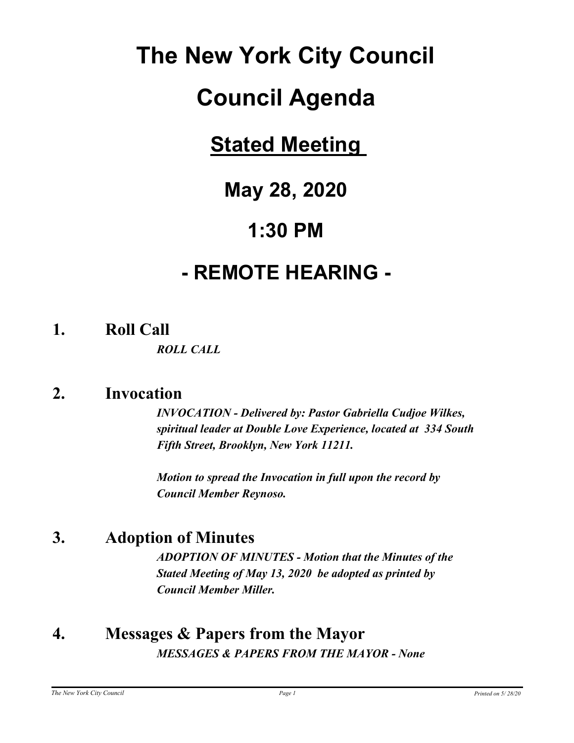# The New York City Council

# Council Agenda

## Stated Meeting

## May 28, 2020

## 1:30 PM

## - REMOTE HEARING -

### 1. Roll Call

***ROLL CALL***

### 2. Invocation

***INVOCATION - Delivered by: Pastor Gabriella Cudjoe Wilkes, spiritual leader at Double Love Experience, located at 334 South Fifth Street, Brooklyn, New York 11211.***

***Motion to spread the Invocation in full upon the record by Council Member Reynoso.***

### 3. Adoption of Minutes

***ADOPTION OF MINUTES - Motion that the Minutes of the Stated Meeting of May 13, 2020 be adopted as printed by Council Member Miller.***

### 4. Messages & Papers from the Mayor

***MESSAGES & PAPERS FROM THE MAYOR - None***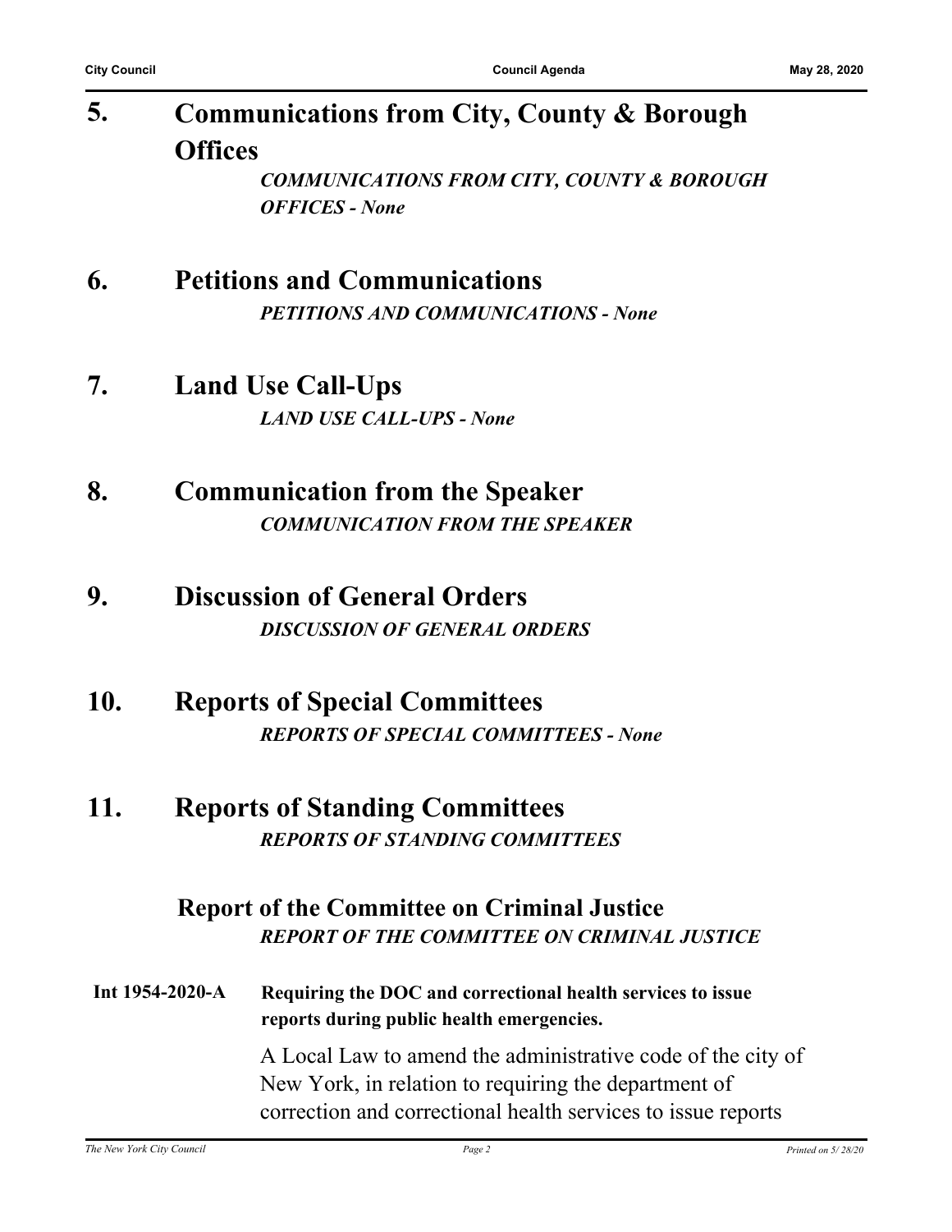## 5. Communications from City, County & Borough Offices

***COMMUNICATIONS FROM CITY, COUNTY & BOROUGH OFFICES - None***

## 6. Petitions and Communications

***PETITIONS AND COMMUNICATIONS - None***

## 7. Land Use Call-Ups

***LAND USE CALL-UPS - None***

## 8. Communication from the Speaker

***COMMUNICATION FROM THE SPEAKER***

## 9. Discussion of General Orders

***DISCUSSION OF GENERAL ORDERS***

## 10. Reports of Special Committees

***REPORTS OF SPECIAL COMMITTEES - None***

## 11. Reports of Standing Committees

***REPORTS OF STANDING COMMITTEES***

### Report of the Committee on Criminal Justice

***REPORT OF THE COMMITTEE ON CRIMINAL JUSTICE***

**Int 1954-2020-A** **Requiring the DOC and correctional health services to issue reports during public health emergencies.**

A Local Law to amend the administrative code of the city of New York, in relation to requiring the department of correction and correctional health services to issue reports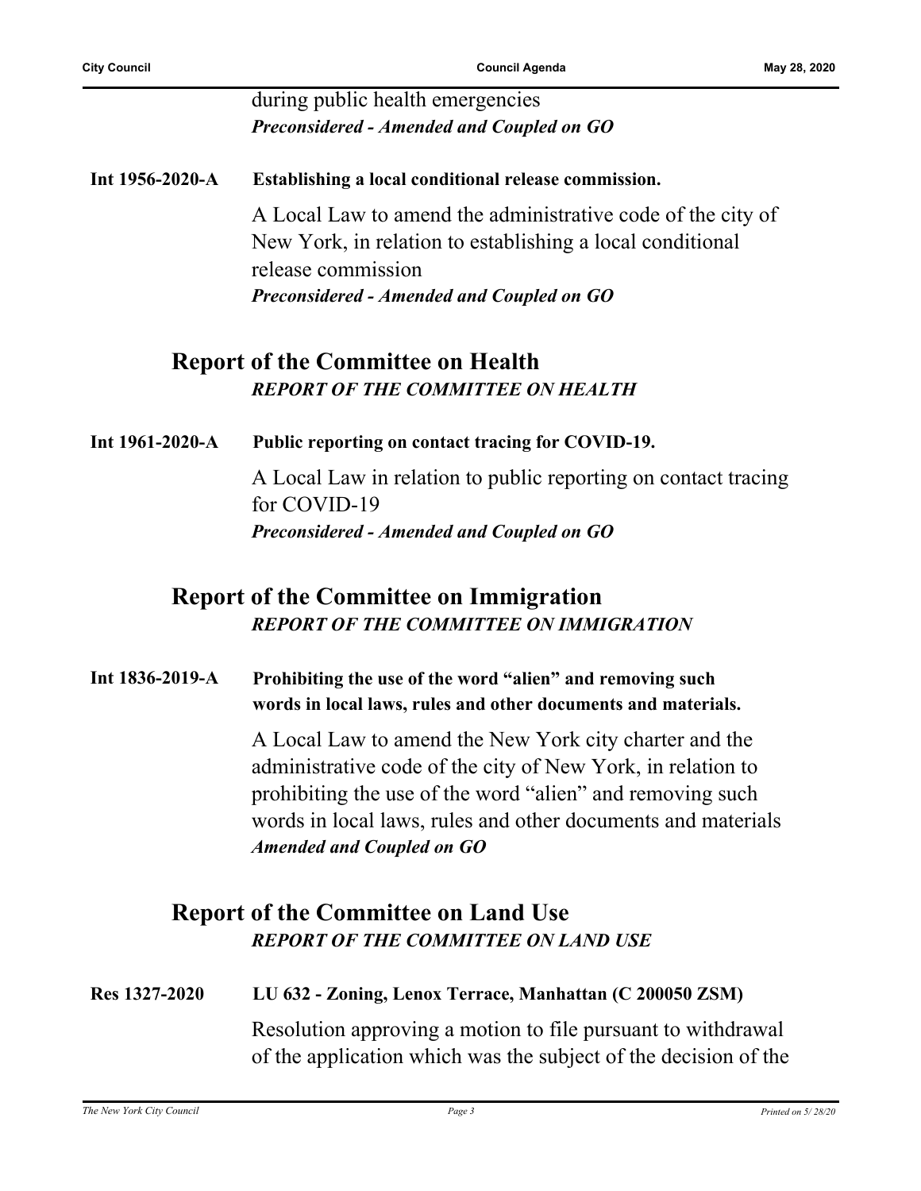during public health emergencies
***Preconsidered - Amended and Coupled on GO***

**Int 1956-2020-A** **Establishing a local conditional release commission.**

A Local Law to amend the administrative code of the city of New York, in relation to establishing a local conditional release commission
***Preconsidered - Amended and Coupled on GO***

## Report of the Committee on Health

***REPORT OF THE COMMITTEE ON HEALTH***

**Int 1961-2020-A** **Public reporting on contact tracing for COVID-19.**

A Local Law in relation to public reporting on contact tracing for COVID-19
***Preconsidered - Amended and Coupled on GO***

## Report of the Committee on Immigration

***REPORT OF THE COMMITTEE ON IMMIGRATION***

**Int 1836-2019-A** **Prohibiting the use of the word "alien" and removing such words in local laws, rules and other documents and materials.**

A Local Law to amend the New York city charter and the administrative code of the city of New York, in relation to prohibiting the use of the word "alien" and removing such words in local laws, rules and other documents and materials
***Amended and Coupled on GO***

## Report of the Committee on Land Use

***REPORT OF THE COMMITTEE ON LAND USE***

**Res 1327-2020** **LU 632 - Zoning, Lenox Terrace, Manhattan (C 200050 ZSM)**

Resolution approving a motion to file pursuant to withdrawal of the application which was the subject of the decision of the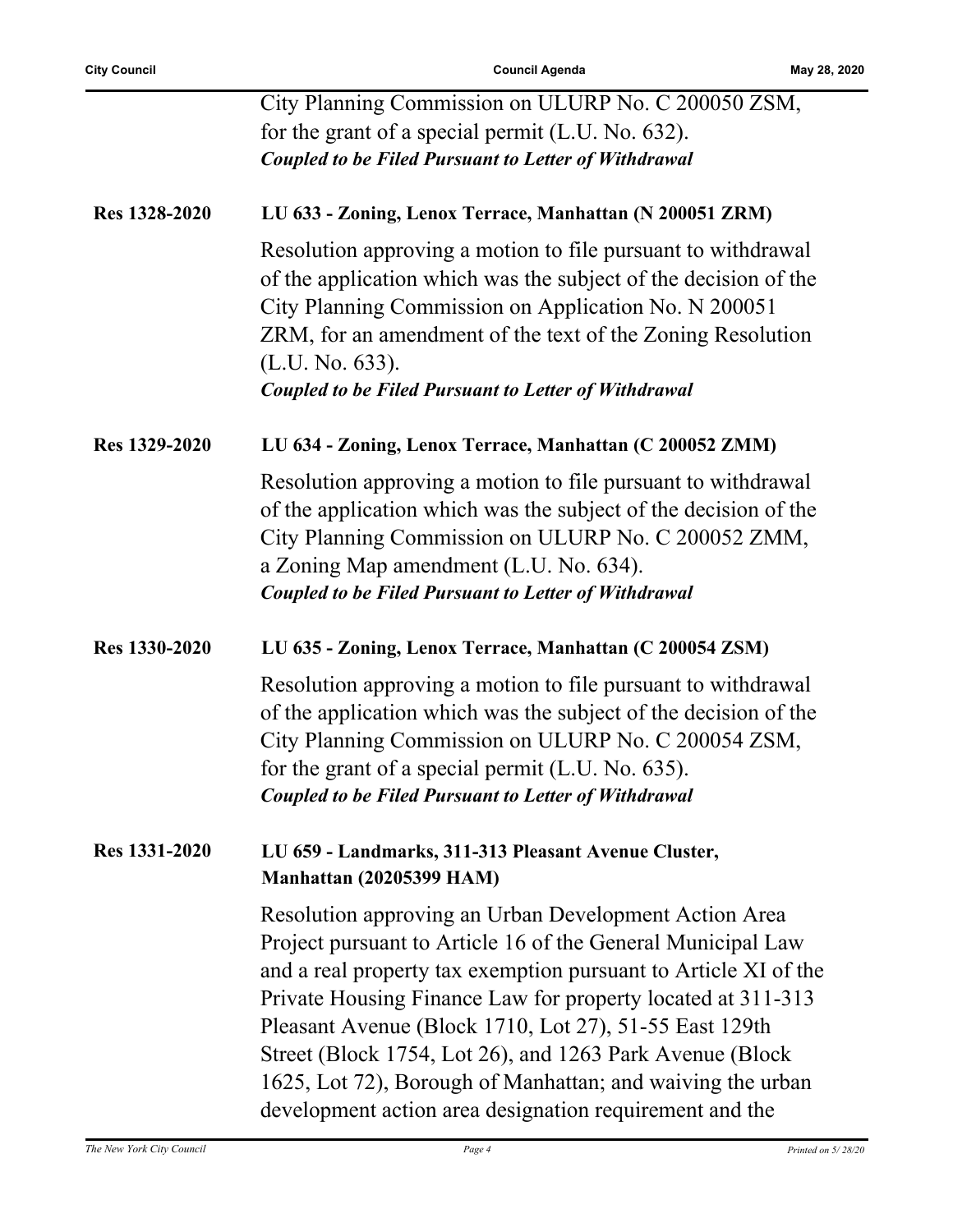City Planning Commission on ULURP No. C 200050 ZSM, for the grant of a special permit (L.U. No. 632).

***Coupled to be Filed Pursuant to Letter of Withdrawal***

**Res 1328-2020** **LU 633 - Zoning, Lenox Terrace, Manhattan (N 200051 ZRM)**

Resolution approving a motion to file pursuant to withdrawal of the application which was the subject of the decision of the City Planning Commission on Application No. N 200051 ZRM, for an amendment of the text of the Zoning Resolution (L.U. No. 633).

***Coupled to be Filed Pursuant to Letter of Withdrawal***

**Res 1329-2020** **LU 634 - Zoning, Lenox Terrace, Manhattan (C 200052 ZMM)**

Resolution approving a motion to file pursuant to withdrawal of the application which was the subject of the decision of the City Planning Commission on ULURP No. C 200052 ZMM, a Zoning Map amendment (L.U. No. 634).

***Coupled to be Filed Pursuant to Letter of Withdrawal***

**Res 1330-2020** **LU 635 - Zoning, Lenox Terrace, Manhattan (C 200054 ZSM)**

Resolution approving a motion to file pursuant to withdrawal of the application which was the subject of the decision of the City Planning Commission on ULURP No. C 200054 ZSM, for the grant of a special permit (L.U. No. 635).

***Coupled to be Filed Pursuant to Letter of Withdrawal***

**Res 1331-2020** **LU 659 - Landmarks, 311-313 Pleasant Avenue Cluster, Manhattan (20205399 HAM)**

Resolution approving an Urban Development Action Area Project pursuant to Article 16 of the General Municipal Law and a real property tax exemption pursuant to Article XI of the Private Housing Finance Law for property located at 311-313 Pleasant Avenue (Block 1710, Lot 27), 51-55 East 129th Street (Block 1754, Lot 26), and 1263 Park Avenue (Block 1625, Lot 72), Borough of Manhattan; and waiving the urban development action area designation requirement and the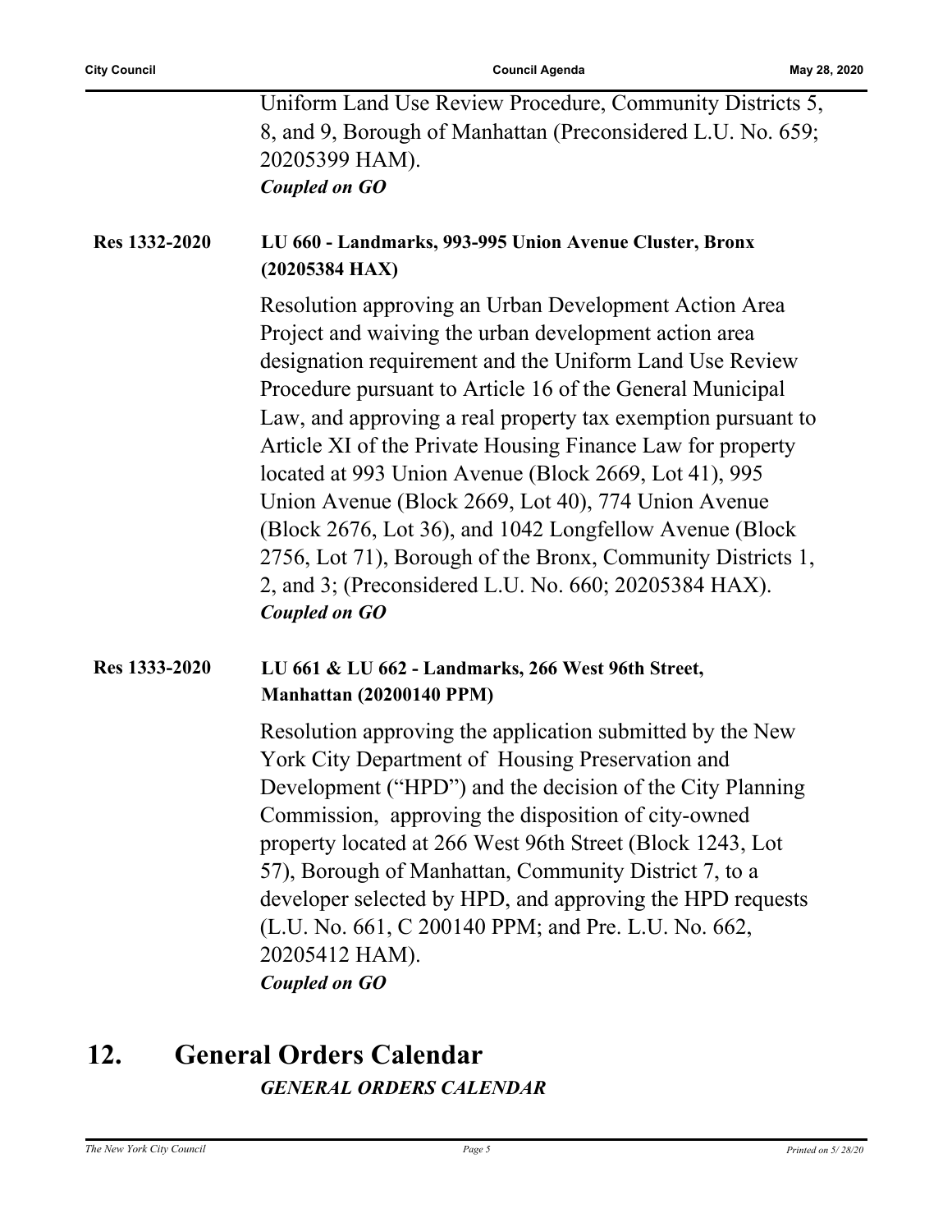Uniform Land Use Review Procedure, Community Districts 5, 8, and 9, Borough of Manhattan (Preconsidered L.U. No. 659; 20205399 HAM).
***Coupled on GO***

**Res 1332-2020** **LU 660 - Landmarks, 993-995 Union Avenue Cluster, Bronx (20205384 HAX)**

Resolution approving an Urban Development Action Area Project and waiving the urban development action area designation requirement and the Uniform Land Use Review Procedure pursuant to Article 16 of the General Municipal Law, and approving a real property tax exemption pursuant to Article XI of the Private Housing Finance Law for property located at 993 Union Avenue (Block 2669, Lot 41), 995 Union Avenue (Block 2669, Lot 40), 774 Union Avenue (Block 2676, Lot 36), and 1042 Longfellow Avenue (Block 2756, Lot 71), Borough of the Bronx, Community Districts 1, 2, and 3; (Preconsidered L.U. No. 660; 20205384 HAX).
***Coupled on GO***

**Res 1333-2020** **LU 661 & LU 662 - Landmarks, 266 West 96th Street, Manhattan (20200140 PPM)**

Resolution approving the application submitted by the New York City Department of Housing Preservation and Development ("HPD") and the decision of the City Planning Commission, approving the disposition of city-owned property located at 266 West 96th Street (Block 1243, Lot 57), Borough of Manhattan, Community District 7, to a developer selected by HPD, and approving the HPD requests (L.U. No. 661, C 200140 PPM; and Pre. L.U. No. 662, 20205412 HAM).
***Coupled on GO***

# 12. General Orders Calendar

***GENERAL ORDERS CALENDAR***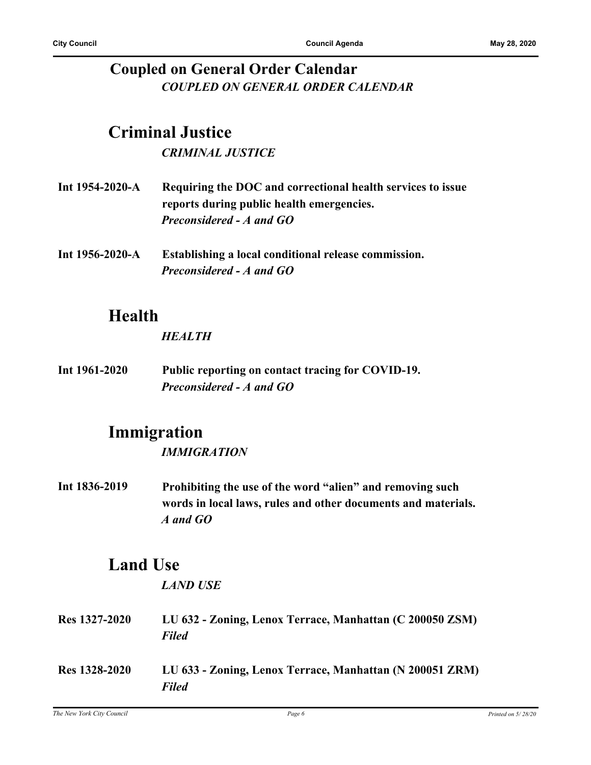## Coupled on General Order Calendar

***COUPLED ON GENERAL ORDER CALENDAR***

## Criminal Justice

***CRIMINAL JUSTICE***

**Int 1954-2020-A** **Requiring the DOC and correctional health services to issue reports during public health emergencies.**
***Preconsidered - A and GO***

**Int 1956-2020-A** **Establishing a local conditional release commission.**
***Preconsidered - A and GO***

## Health

***HEALTH***

**Int 1961-2020** **Public reporting on contact tracing for COVID-19.**
***Preconsidered - A and GO***

## Immigration

***IMMIGRATION***

**Int 1836-2019** **Prohibiting the use of the word "alien" and removing such words in local laws, rules and other documents and materials.**
***A and GO***

## Land Use

***LAND USE***

**Res 1327-2020** **LU 632 - Zoning, Lenox Terrace, Manhattan (C 200050 ZSM)**
***Filed***

**Res 1328-2020** **LU 633 - Zoning, Lenox Terrace, Manhattan (N 200051 ZRM)**
***Filed***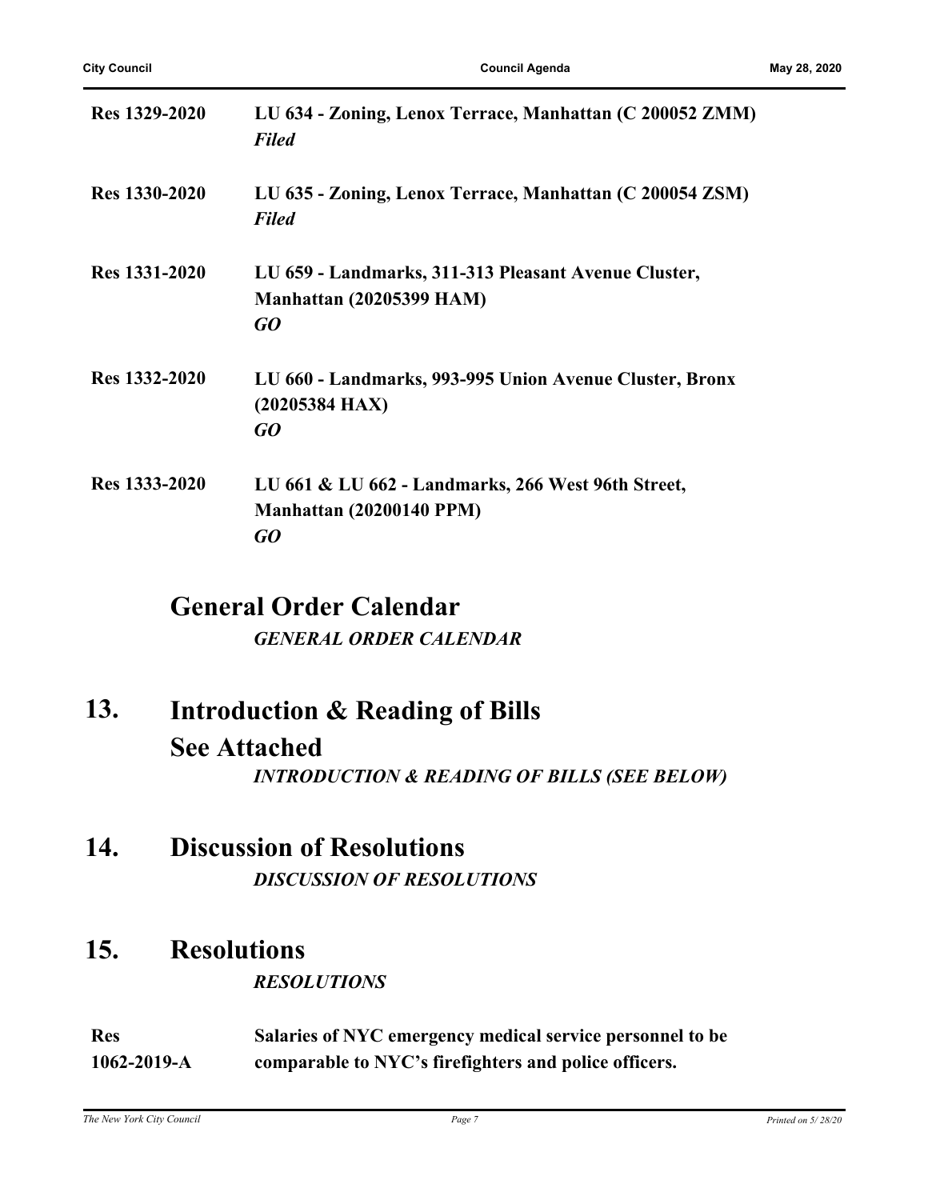| | |
|---|---|
| **Res 1329-2020** | **LU 634 - Zoning, Lenox Terrace, Manhattan (C 200052 ZMM)**<br>***Filed*** |
| **Res 1330-2020** | **LU 635 - Zoning, Lenox Terrace, Manhattan (C 200054 ZSM)**<br>***Filed*** |
| **Res 1331-2020** | **LU 659 - Landmarks, 311-313 Pleasant Avenue Cluster, Manhattan (20205399 HAM)**<br>***GO*** |
| **Res 1332-2020** | **LU 660 - Landmarks, 993-995 Union Avenue Cluster, Bronx (20205384 HAX)**<br>***GO*** |
| **Res 1333-2020** | **LU 661 & LU 662 - Landmarks, 266 West 96th Street, Manhattan (20200140 PPM)**<br>***GO*** |

## General Order Calendar

***GENERAL ORDER CALENDAR***

## 13. Introduction & Reading of Bills See Attached

***INTRODUCTION & READING OF BILLS (SEE BELOW)***

## 14. Discussion of Resolutions

***DISCUSSION OF RESOLUTIONS***

## 15. Resolutions

***RESOLUTIONS***

| | |
|---|---|
| **Res 1062-2019-A** | **Salaries of NYC emergency medical service personnel to be comparable to NYC's firefighters and police officers.** |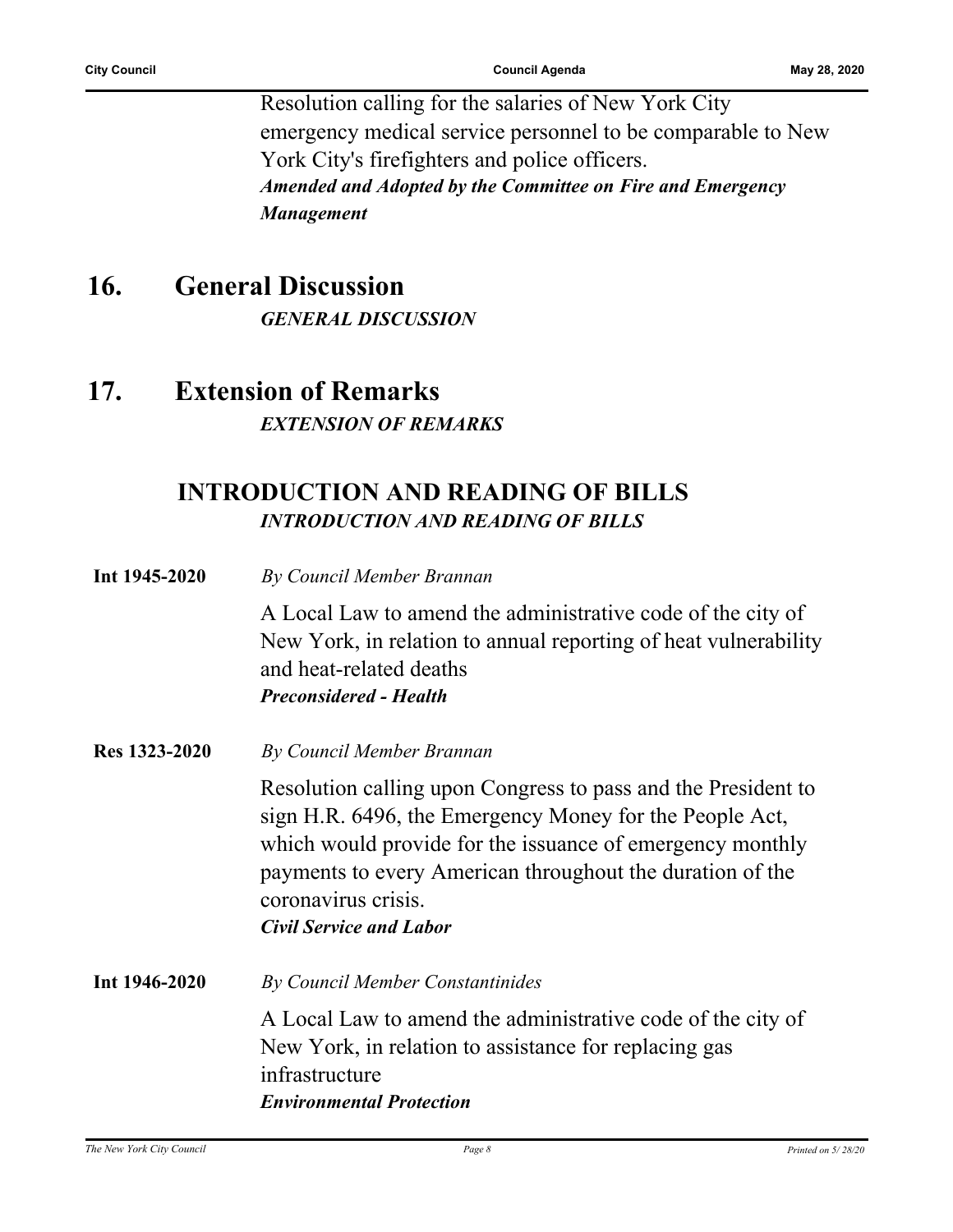Resolution calling for the salaries of New York City emergency medical service personnel to be comparable to New York City's firefighters and police officers.
***Amended and Adopted by the Committee on Fire and Emergency Management***

## 16. General Discussion

***GENERAL DISCUSSION***

## 17. Extension of Remarks

***EXTENSION OF REMARKS***

## INTRODUCTION AND READING OF BILLS

***INTRODUCTION AND READING OF BILLS***

**Int 1945-2020** *By Council Member Brannan*

A Local Law to amend the administrative code of the city of New York, in relation to annual reporting of heat vulnerability and heat-related deaths
***Preconsidered - Health***

**Res 1323-2020** *By Council Member Brannan*

Resolution calling upon Congress to pass and the President to sign H.R. 6496, the Emergency Money for the People Act, which would provide for the issuance of emergency monthly payments to every American throughout the duration of the coronavirus crisis.
***Civil Service and Labor***

**Int 1946-2020** *By Council Member Constantinides*

A Local Law to amend the administrative code of the city of New York, in relation to assistance for replacing gas infrastructure
***Environmental Protection***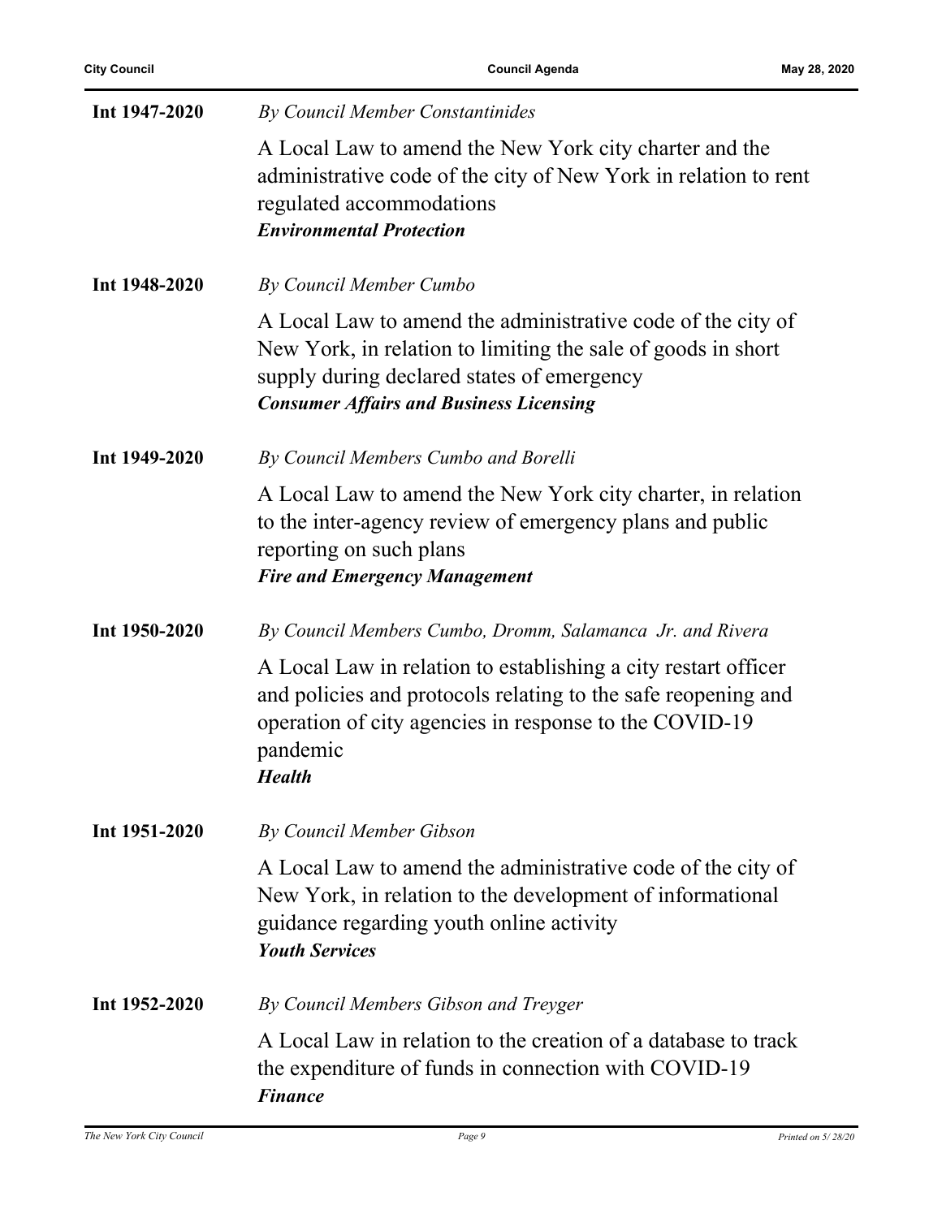**Int 1947-2020** *By Council Member Constantinides*

A Local Law to amend the New York city charter and the administrative code of the city of New York in relation to rent regulated accommodations
***Environmental Protection***

**Int 1948-2020** *By Council Member Cumbo*

A Local Law to amend the administrative code of the city of New York, in relation to limiting the sale of goods in short supply during declared states of emergency
***Consumer Affairs and Business Licensing***

**Int 1949-2020** *By Council Members Cumbo and Borelli*

A Local Law to amend the New York city charter, in relation to the inter-agency review of emergency plans and public reporting on such plans
***Fire and Emergency Management***

**Int 1950-2020** *By Council Members Cumbo, Dromm, Salamanca Jr. and Rivera*

A Local Law in relation to establishing a city restart officer and policies and protocols relating to the safe reopening and operation of city agencies in response to the COVID-19 pandemic
***Health***

**Int 1951-2020** *By Council Member Gibson*

A Local Law to amend the administrative code of the city of New York, in relation to the development of informational guidance regarding youth online activity
***Youth Services***

**Int 1952-2020** *By Council Members Gibson and Treyger*

A Local Law in relation to the creation of a database to track the expenditure of funds in connection with COVID-19
***Finance***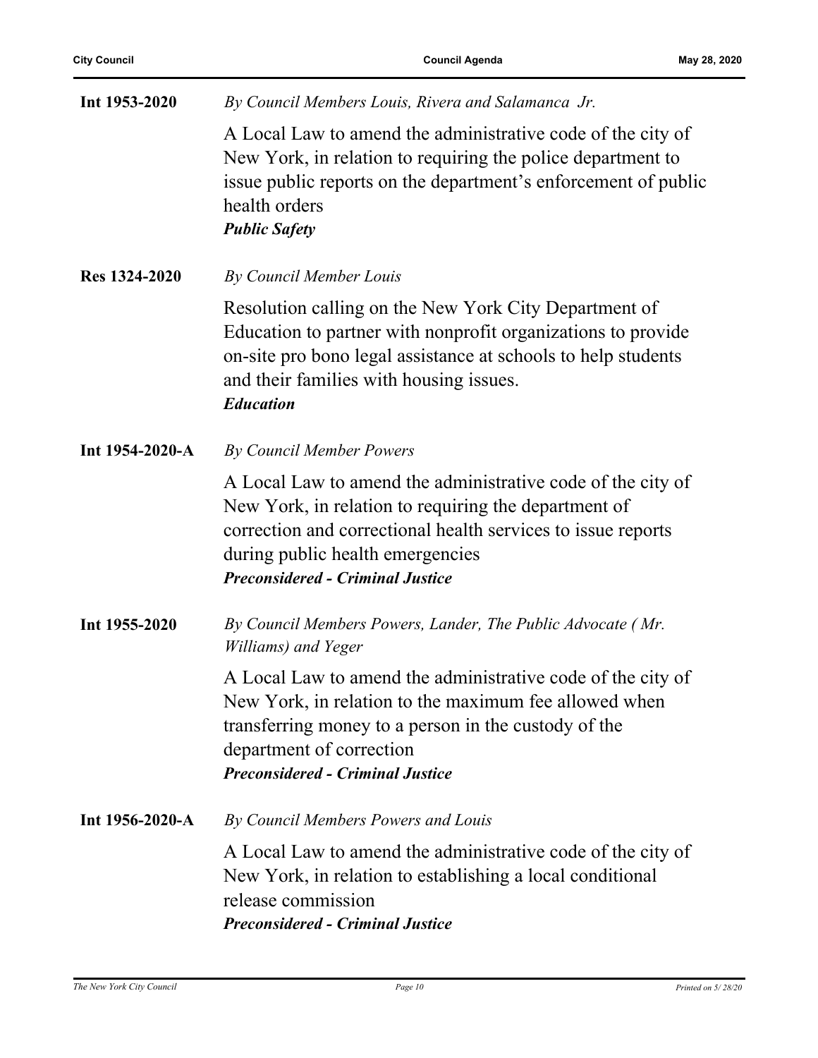**Int 1953-2020** *By Council Members Louis, Rivera and Salamanca Jr.*

A Local Law to amend the administrative code of the city of New York, in relation to requiring the police department to issue public reports on the department's enforcement of public health orders
***Public Safety***

**Res 1324-2020** *By Council Member Louis*

Resolution calling on the New York City Department of Education to partner with nonprofit organizations to provide on-site pro bono legal assistance at schools to help students and their families with housing issues.
***Education***

**Int 1954-2020-A** *By Council Member Powers*

A Local Law to amend the administrative code of the city of New York, in relation to requiring the department of correction and correctional health services to issue reports during public health emergencies
***Preconsidered - Criminal Justice***

**Int 1955-2020** *By Council Members Powers, Lander, The Public Advocate ( Mr. Williams) and Yeger*

A Local Law to amend the administrative code of the city of New York, in relation to the maximum fee allowed when transferring money to a person in the custody of the department of correction
***Preconsidered - Criminal Justice***

**Int 1956-2020-A** *By Council Members Powers and Louis*

A Local Law to amend the administrative code of the city of New York, in relation to establishing a local conditional release commission
***Preconsidered - Criminal Justice***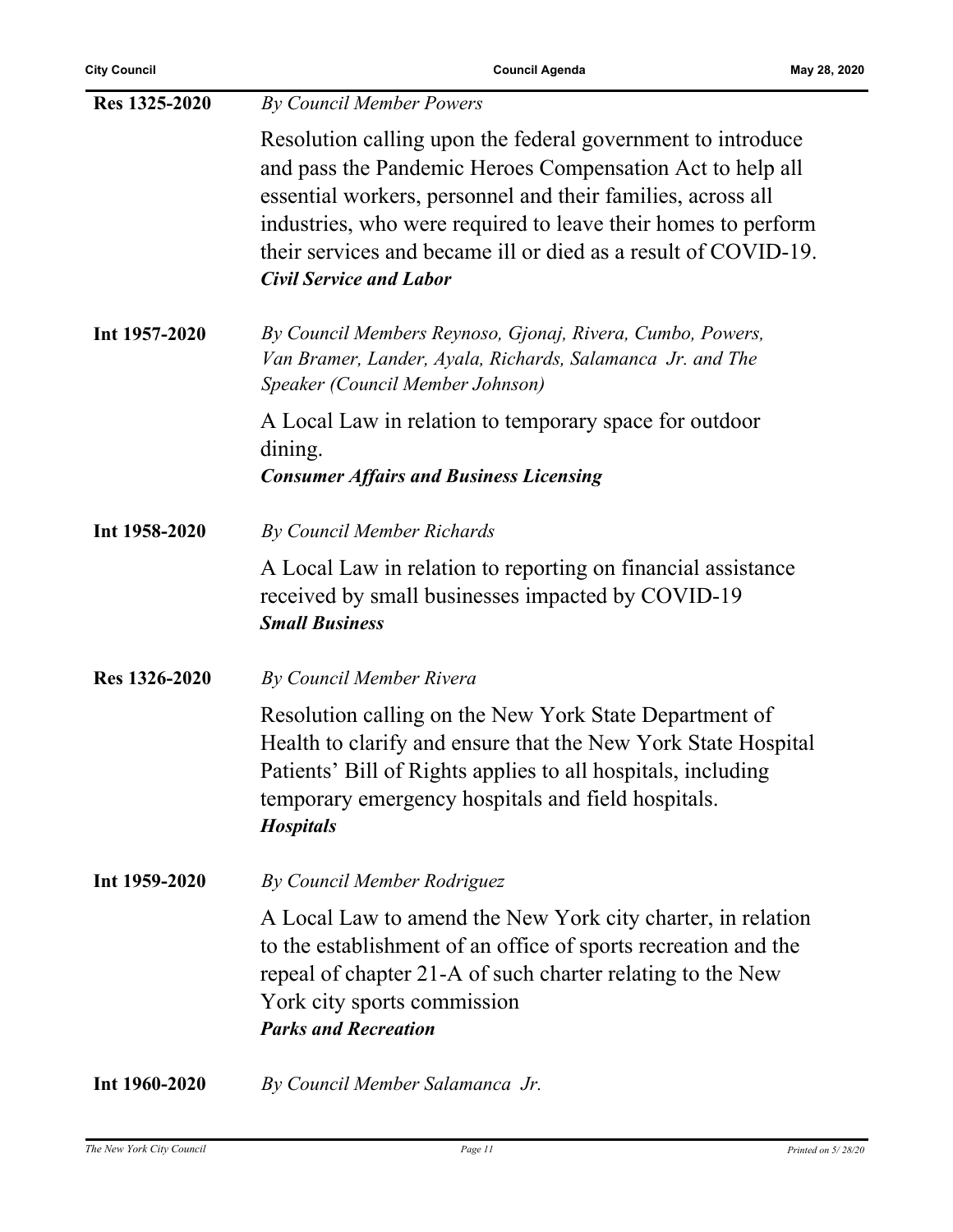**Res 1325-2020** *By Council Member Powers*

Resolution calling upon the federal government to introduce and pass the Pandemic Heroes Compensation Act to help all essential workers, personnel and their families, across all industries, who were required to leave their homes to perform their services and became ill or died as a result of COVID-19.
***Civil Service and Labor***

**Int 1957-2020** *By Council Members Reynoso, Gjonaj, Rivera, Cumbo, Powers, Van Bramer, Lander, Ayala, Richards, Salamanca Jr. and The Speaker (Council Member Johnson)*

A Local Law in relation to temporary space for outdoor dining.
***Consumer Affairs and Business Licensing***

**Int 1958-2020** *By Council Member Richards*

A Local Law in relation to reporting on financial assistance received by small businesses impacted by COVID-19
***Small Business***

**Res 1326-2020** *By Council Member Rivera*

Resolution calling on the New York State Department of Health to clarify and ensure that the New York State Hospital Patients' Bill of Rights applies to all hospitals, including temporary emergency hospitals and field hospitals.
***Hospitals***

**Int 1959-2020** *By Council Member Rodriguez*

A Local Law to amend the New York city charter, in relation to the establishment of an office of sports recreation and the repeal of chapter 21-A of such charter relating to the New York city sports commission
***Parks and Recreation***

**Int 1960-2020** *By Council Member Salamanca Jr.*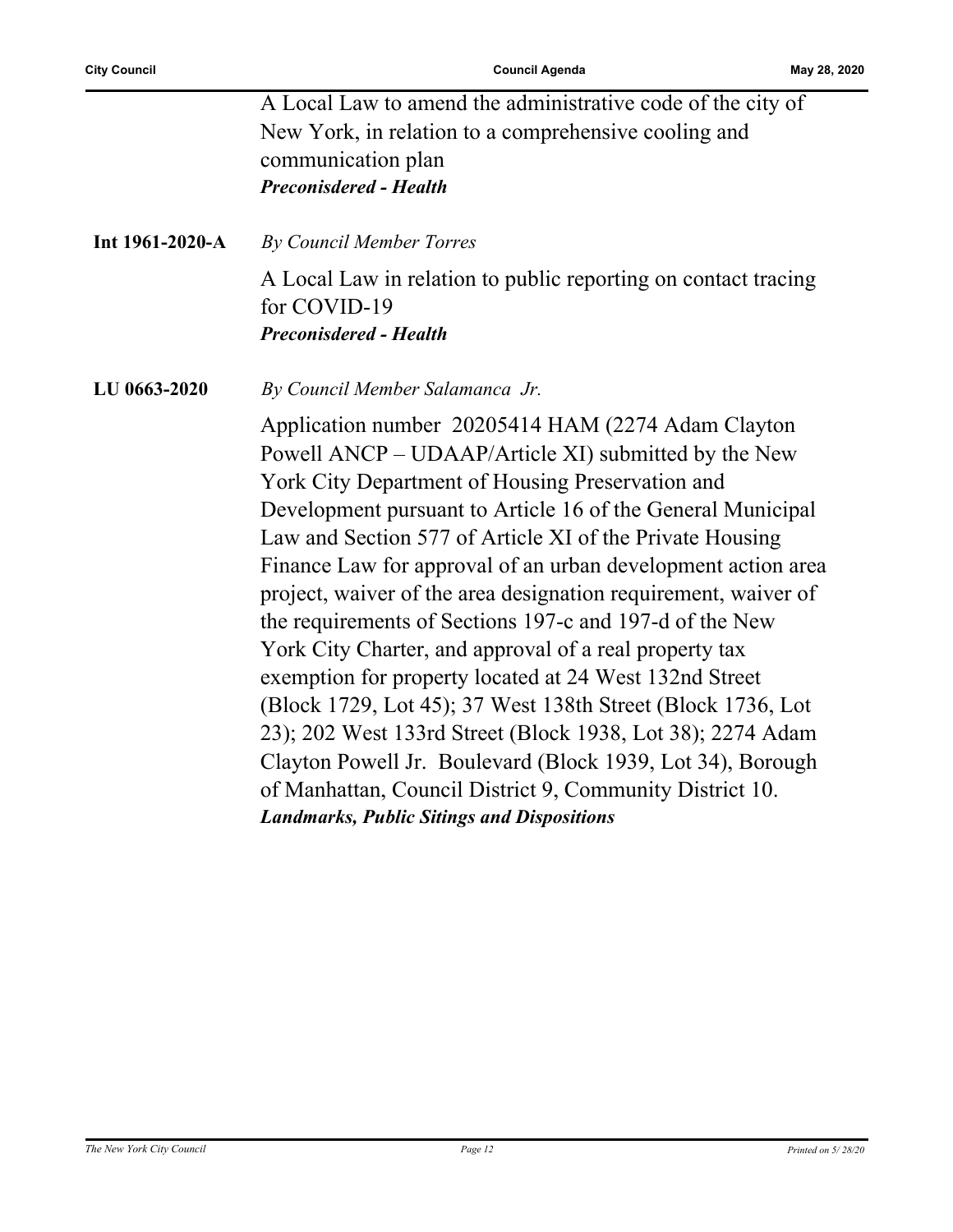A Local Law to amend the administrative code of the city of New York, in relation to a comprehensive cooling and communication plan

***Preconisdered - Health***

**Int 1961-2020-A** *By Council Member Torres*

A Local Law in relation to public reporting on contact tracing for COVID-19

***Preconisdered - Health***

**LU 0663-2020** *By Council Member Salamanca Jr.*

Application number 20205414 HAM (2274 Adam Clayton Powell ANCP – UDAAP/Article XI) submitted by the New York City Department of Housing Preservation and Development pursuant to Article 16 of the General Municipal Law and Section 577 of Article XI of the Private Housing Finance Law for approval of an urban development action area project, waiver of the area designation requirement, waiver of the requirements of Sections 197-c and 197-d of the New York City Charter, and approval of a real property tax exemption for property located at 24 West 132nd Street (Block 1729, Lot 45); 37 West 138th Street (Block 1736, Lot 23); 202 West 133rd Street (Block 1938, Lot 38); 2274 Adam Clayton Powell Jr. Boulevard (Block 1939, Lot 34), Borough of Manhattan, Council District 9, Community District 10.

***Landmarks, Public Sitings and Dispositions***